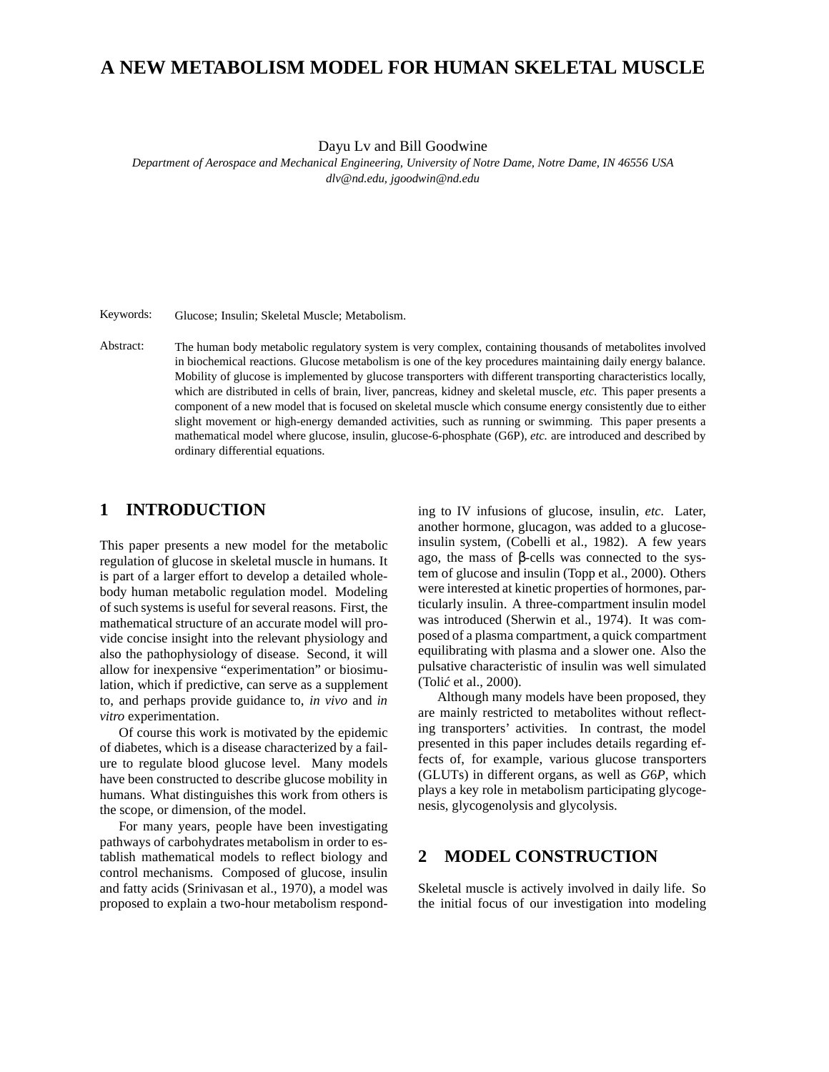# A NEW METABOLISM MODEL FOR HUMAN SKELETAL MUSCLE

Dayu Lv and Bill Goodwine

*Department of Aerospace and Mechanical Engineering, University of Notre Dame, Notre Dame, IN 46556 USA*
*dlv@nd.edu, jgoodwin@nd.edu*

Keywords: Glucose; Insulin; Skeletal Muscle; Metabolism.

Abstract: The human body metabolic regulatory system is very complex, containing thousands of metabolites involved in biochemical reactions. Glucose metabolism is one of the key procedures maintaining daily energy balance. Mobility of glucose is implemented by glucose transporters with different transporting characteristics locally, which are distributed in cells of brain, liver, pancreas, kidney and skeletal muscle, *etc.* This paper presents a component of a new model that is focused on skeletal muscle which consume energy consistently due to either slight movement or high-energy demanded activities, such as running or swimming. This paper presents a mathematical model where glucose, insulin, glucose-6-phosphate (G6P), *etc.* are introduced and described by ordinary differential equations.

## 1 INTRODUCTION

This paper presents a new model for the metabolic regulation of glucose in skeletal muscle in humans. It is part of a larger effort to develop a detailed whole-body human metabolic regulation model. Modeling of such systems is useful for several reasons. First, the mathematical structure of an accurate model will provide concise insight into the relevant physiology and also the pathophysiology of disease. Second, it will allow for inexpensive "experimentation" or biosimulation, which if predictive, can serve as a supplement to, and perhaps provide guidance to, *in vivo* and *in vitro* experimentation.

Of course this work is motivated by the epidemic of diabetes, which is a disease characterized by a failure to regulate blood glucose level. Many models have been constructed to describe glucose mobility in humans. What distinguishes this work from others is the scope, or dimension, of the model.

For many years, people have been investigating pathways of carbohydrates metabolism in order to establish mathematical models to reflect biology and control mechanisms. Composed of glucose, insulin and fatty acids (Srinivasan et al., 1970), a model was proposed to explain a two-hour metabolism responding to IV infusions of glucose, insulin, *etc.* Later, another hormone, glucagon, was added to a glucose-insulin system, (Cobelli et al., 1982). A few years ago, the mass of β-cells was connected to the system of glucose and insulin (Topp et al., 2000). Others were interested at kinetic properties of hormones, particularly insulin. A three-compartment insulin model was introduced (Sherwin et al., 1974). It was composed of a plasma compartment, a quick compartment equilibrating with plasma and a slower one. Also the pulsative characteristic of insulin was well simulated (Tolić et al., 2000).

Although many models have been proposed, they are mainly restricted to metabolites without reflecting transporters' activities. In contrast, the model presented in this paper includes details regarding effects of, for example, various glucose transporters (GLUTs) in different organs, as well as *G6P*, which plays a key role in metabolism participating glycogenesis, glycogenolysis and glycolysis.

## 2 MODEL CONSTRUCTION

Skeletal muscle is actively involved in daily life. So the initial focus of our investigation into modeling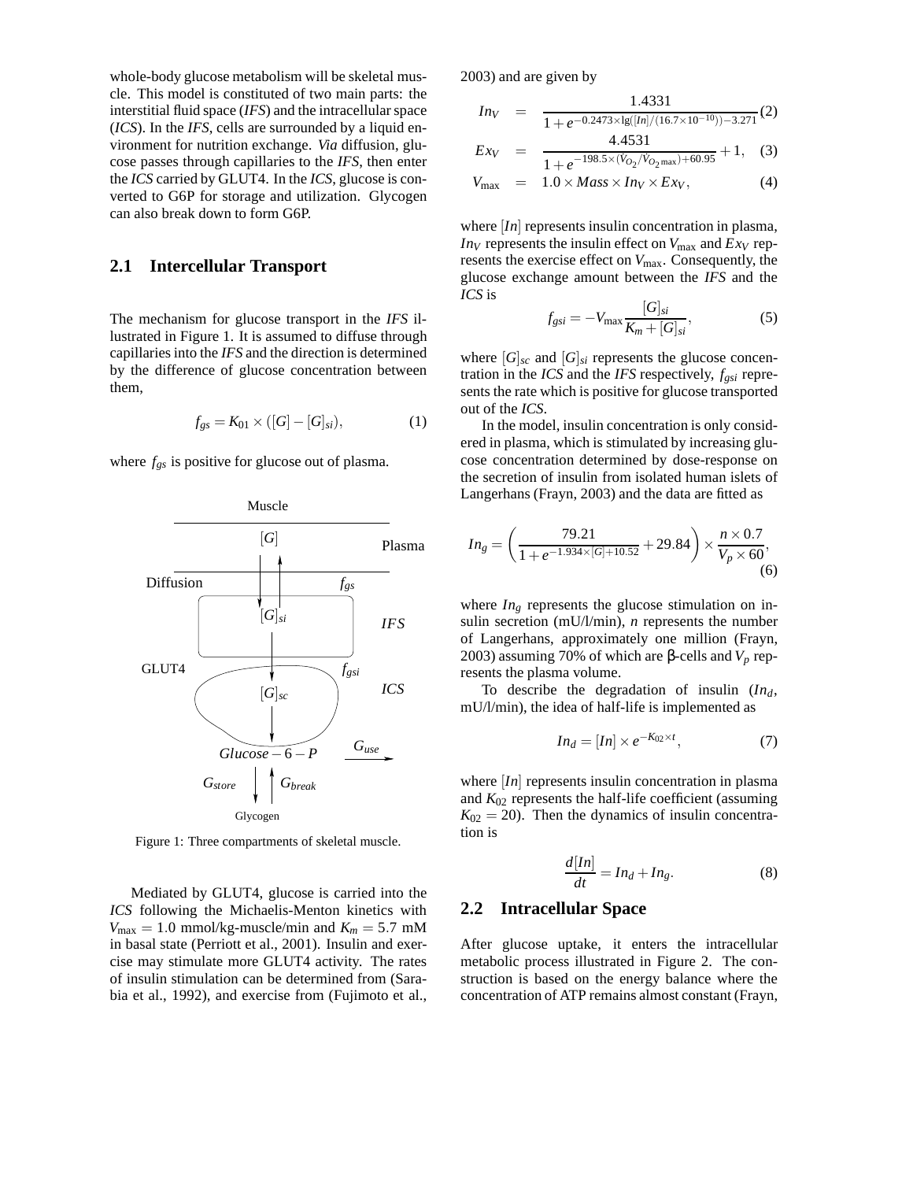whole-body glucose metabolism will be skeletal muscle. This model is constituted of two main parts: the interstitial fluid space (*IFS*) and the intracellular space (*ICS*). In the *IFS*, cells are surrounded by a liquid environment for nutrition exchange. *Via* diffusion, glucose passes through capillaries to the *IFS*, then enter the *ICS* carried by GLUT4. In the *ICS*, glucose is converted to G6P for storage and utilization. Glycogen can also break down to form G6P.

## 2.1 Intercellular Transport

The mechanism for glucose transport in the *IFS* illustrated in Figure 1. It is assumed to diffuse through capillaries into the *IFS* and the direction is determined by the difference of glucose concentration between them,

$$f_{gs} = K_{01} \times ([G] - [G]_{si}), \tag{1}$$

where $f_{gs}$ is positive for glucose out of plasma.

Figure 1: Three compartments of skeletal muscle.

Mediated by GLUT4, glucose is carried into the *ICS* following the Michaelis-Menton kinetics with $V_{\max} = 1.0$ mmol/kg-muscle/min and $K_m = 5.7$ mM in basal state (Perriott et al., 2001). Insulin and exercise may stimulate more GLUT4 activity. The rates of insulin stimulation can be determined from (Sarabia et al., 1992), and exercise from (Fujimoto et al., 2003) and are given by

$$In_V = \frac{1.4331}{1 + e^{-0.2473 \times \lg([In]/(16.7 \times 10^{-10})) - 3.271}} \tag{2}$$

$$Ex_V = \frac{4.4531}{1 + e^{-198.5 \times (\dot{V}_{O_2}/\dot{V}_{O_2\max}) + 60.95}} + 1, \tag{3}$$

$$V_{\max} = 1.0 \times Mass \times In_V \times Ex_V, \tag{4}$$

where $[In]$ represents insulin concentration in plasma, $In_V$ represents the insulin effect on $V_{\max}$ and $Ex_V$ represents the exercise effect on $V_{\max}$. Consequently, the glucose exchange amount between the *IFS* and the *ICS* is

$$f_{gsi} = -V_{\max} \frac{[G]_{si}}{K_m + [G]_{si}}, \tag{5}$$

where $[G]_{sc}$ and $[G]_{si}$ represents the glucose concentration in the *ICS* and the *IFS* respectively, $f_{gsi}$ represents the rate which is positive for glucose transported out of the *ICS*.

In the model, insulin concentration is only considered in plasma, which is stimulated by increasing glucose concentration determined by dose-response on the secretion of insulin from isolated human islets of Langerhans (Frayn, 2003) and the data are fitted as

$$In_g = \left( \frac{79.21}{1 + e^{-1.934 \times [G] + 10.52}} + 29.84 \right) \times \frac{n \times 0.7}{V_p \times 60}, \tag{6}$$

where $In_g$ represents the glucose stimulation on insulin secretion (mU/l/min), $n$ represents the number of Langerhans, approximately one million (Frayn, 2003) assuming 70% of which are β-cells and $V_p$ represents the plasma volume.

To describe the degradation of insulin ($In_d$, mU/l/min), the idea of half-life is implemented as

$$In_d = [In] \times e^{-K_{02} \times t}, \tag{7}$$

where $[In]$ represents insulin concentration in plasma and $K_{02}$ represents the half-life coefficient (assuming $K_{02} = 20$). Then the dynamics of insulin concentration is

$$\frac{d[In]}{dt} = In_d + In_g. \tag{8}$$

## 2.2 Intracellular Space

After glucose uptake, it enters the intracellular metabolic process illustrated in Figure 2. The construction is based on the energy balance where the concentration of ATP remains almost constant (Frayn,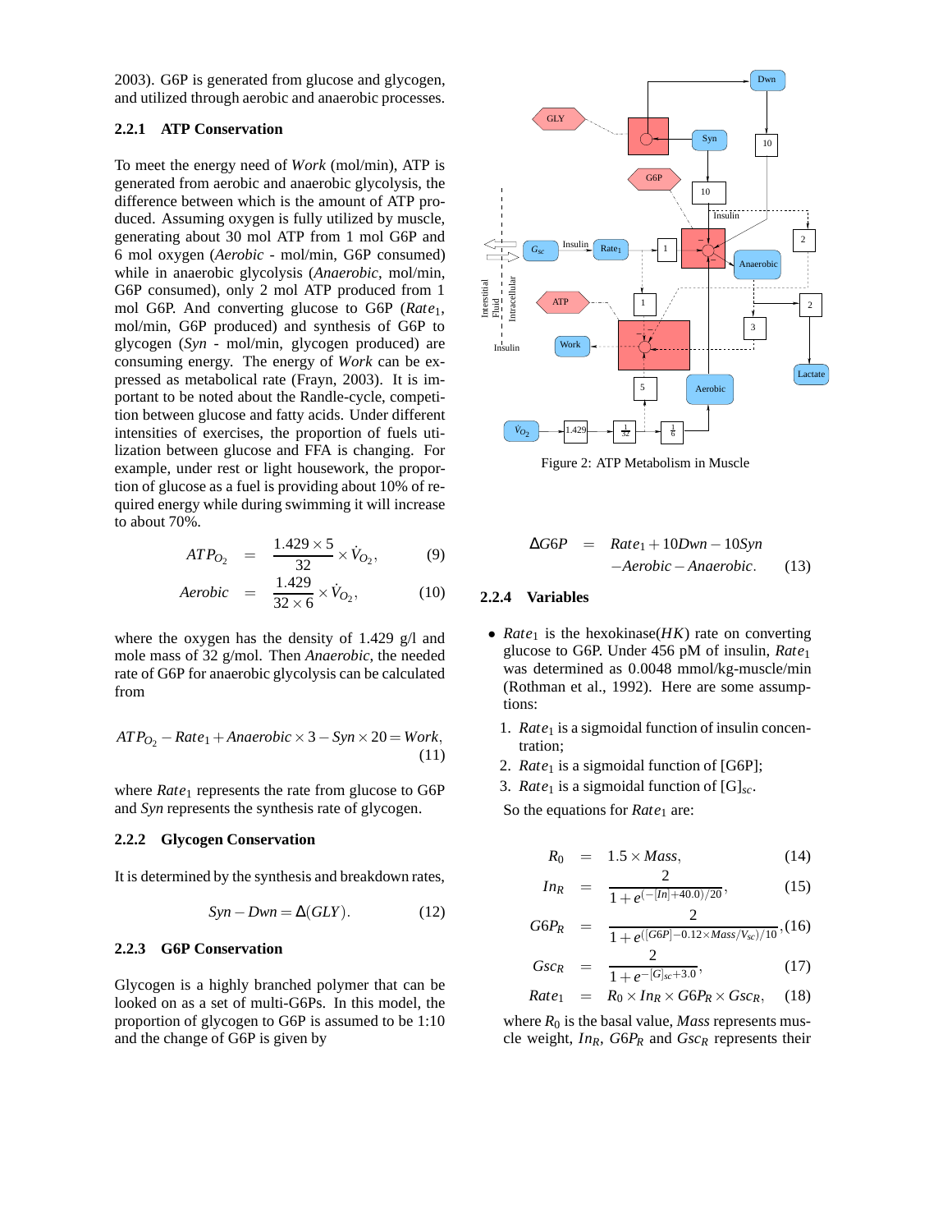2003). G6P is generated from glucose and glycogen, and utilized through aerobic and anaerobic processes.

### 2.2.1 ATP Conservation

To meet the energy need of *Work* (mol/min), ATP is generated from aerobic and anaerobic glycolysis, the difference between which is the amount of ATP produced. Assuming oxygen is fully utilized by muscle, generating about 30 mol ATP from 1 mol G6P and 6 mol oxygen (*Aerobic* - mol/min, G6P consumed) while in anaerobic glycolysis (*Anaerobic*, mol/min, G6P consumed), only 2 mol ATP produced from 1 mol G6P. And converting glucose to G6P ($Rate_1$, mol/min, G6P produced) and synthesis of G6P to glycogen (*Syn* - mol/min, glycogen produced) are consuming energy. The energy of *Work* can be expressed as metabolical rate (Frayn, 2003). It is important to be noted about the Randle-cycle, competition between glucose and fatty acids. Under different intensities of exercises, the proportion of fuels utilization between glucose and FFA is changing. For example, under rest or light housework, the proportion of glucose as a fuel is providing about 10% of required energy while during swimming it will increase to about 70%.

$$ATP_{O_2} = \frac{1.429 \times 5}{32} \times \dot{V}_{O_2}, \quad (9)$$

$$Aerobic = \frac{1.429}{32 \times 6} \times \dot{V}_{O_2}, \quad (10)$$

where the oxygen has the density of 1.429 g/l and mole mass of 32 g/mol. Then *Anaerobic*, the needed rate of G6P for anaerobic glycolysis can be calculated from

$$ATP_{O_2} - Rate_1 + Anaerobic \times 3 - Syn \times 20 = Work, \quad (11)$$

where $Rate_1$ represents the rate from glucose to G6P and *Syn* represents the synthesis rate of glycogen.

### 2.2.2 Glycogen Conservation

It is determined by the synthesis and breakdown rates,

$$Syn - Dwn = \Delta(GLY). \quad (12)$$

### 2.2.3 G6P Conservation

Glycogen is a highly branched polymer that can be looked on as a set of multi-G6Ps. In this model, the proportion of glycogen to G6P is assumed to be 1:10 and the change of G6P is given by

Figure 2: ATP Metabolism in Muscle

$$\Delta G6P = Rate_1 + 10Dwn - 10Syn - Aerobic - Anaerobic. \quad (13)$$

### 2.2.4 Variables

- $Rate_1$ is the hexokinase($HK$) rate on converting glucose to G6P. Under 456 pM of insulin, $Rate_1$ was determined as 0.0048 mmol/kg-muscle/min (Rothman et al., 1992). Here are some assumptions:

  1. $Rate_1$ is a sigmoidal function of insulin concentration;
  2. $Rate_1$ is a sigmoidal function of [G6P];
  3. $Rate_1$ is a sigmoidal function of $[G]_{sc}$.

  So the equations for $Rate_1$ are:

$$R_0 = 1.5 \times Mass, \quad (14)$$

$$In_R = \frac{2}{1 + e^{(-[In]+40.0)/20}}, \quad (15)$$

$$G6P_R = \frac{2}{1 + e^{([G6P]-0.12 \times Mass/V_{sc})/10}}, \quad (16)$$

$$Gsc_R = \frac{2}{1 + e^{-[G]_{sc}+3.0}}, \quad (17)$$

$$Rate_1 = R_0 \times In_R \times G6P_R \times Gsc_R, \quad (18)$$

where $R_0$ is the basal value, *Mass* represents muscle weight, $In_R$, $G6P_R$ and $Gsc_R$ represents their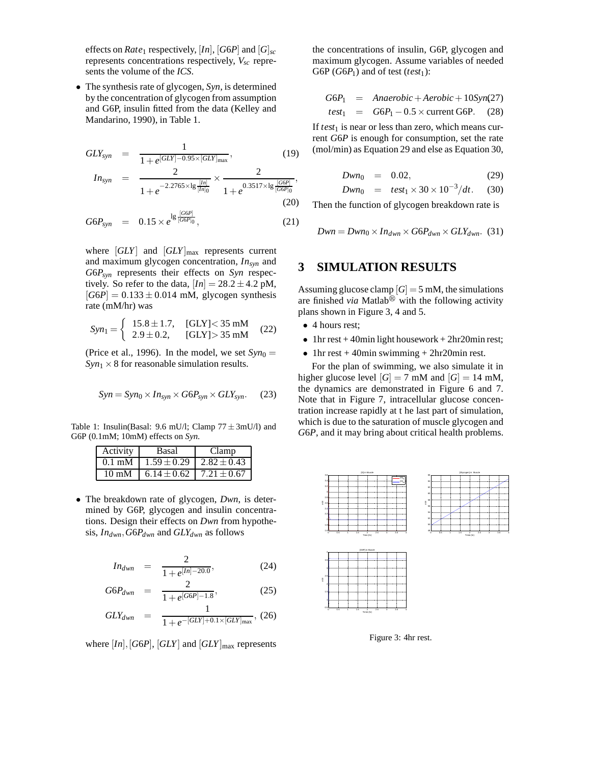effects on $Rate_1$ respectively, $[In]$, $[G6P]$ and $[G]_{sc}$ represents concentrations respectively, $V_{sc}$ represents the volume of the *ICS*.

- The synthesis rate of glycogen, *Syn*, is determined by the concentration of glycogen from assumption and G6P, insulin fitted from the data (Kelley and Mandarino, 1990), in Table 1.

$$GLY_{syn} = \frac{1}{1+e^{[GLY]-0.95\times[GLY]_{\max}}}, \quad (19)$$

$$In_{syn} = \frac{2}{1+e^{-2.2765\times \lg\frac{[In]}{[In]_0}}} \times \frac{2}{1+e^{0.3517\times \lg\frac{[G6P]}{[G6P]_0}}}, \quad (20)$$

$$G6P_{syn} = 0.15\times e^{\lg\frac{[G6P]}{[G6P]_0}}, \quad (21)$$

where $[GLY]$ and $[GLY]_{\max}$ represents current and maximum glycogen concentration, $In_{syn}$ and $G6P_{syn}$ represents their effects on *Syn* respectively. So refer to the data, $[In] = 28.2\pm4.2$ pM, $[G6P] = 0.133\pm0.014$ mM, glycogen synthesis rate (mM/hr) was

$$Syn_1 = \begin{cases} 15.8\pm1.7, & [\text{GLY}] < 35 \text{ mM} \\ 2.9\pm0.2, & [\text{GLY}] > 35 \text{ mM} \end{cases} \quad (22)$$

(Price et al., 1996). In the model, we set $Syn_0 = Syn_1\times 8$ for reasonable simulation results.

$$Syn = Syn_0 \times In_{syn} \times G6P_{syn} \times GLY_{syn}. \quad (23)$$

Table 1: Insulin(Basal: 9.6 mU/l; Clamp $77\pm3$mU/l) and G6P (0.1mM; 10mM) effects on *Syn*.

| Activity | Basal | Clamp |
|---|---|---|
| 0.1 mM | $1.59\pm0.29$ | $2.82\pm0.43$ |
| 10 mM | $6.14\pm0.62$ | $7.21\pm0.67$ |

- The breakdown rate of glycogen, *Dwn*, is determined by G6P, glycogen and insulin concentrations. Design their effects on *Dwn* from hypothesis, $In_{dwn}, G6P_{dwn}$ and $GLY_{dwn}$ as follows

$$In_{dwn} = \frac{2}{1+e^{[In]-20.0}}, \quad (24)$$

$$G6P_{dwn} = \frac{2}{1+e^{[G6P]-1.8}}, \quad (25)$$

$$GLY_{dwn} = \frac{1}{1+e^{-[GLY]+0.1\times[GLY]_{\max}}}, \quad (26)$$

where $[In], [G6P]$, $[GLY]$ and $[GLY]_{\max}$ represents the concentrations of insulin, G6P, glycogen and maximum glycogen. Assume variables of needed G6P ($G6P_1$) and of test ($test_1$):

$$G6P_1 = Anaerobic + Aerobic + 10Syn \quad (27)$$

$$test_1 = G6P_1 - 0.5\times \text{current G6P}. \quad (28)$$

If $test_1$ is near or less than zero, which means current *G6P* is enough for consumption, set the rate (mol/min) as Equation 29 and else as Equation 30,

$$Dwn_0 = 0.02, \quad (29)$$

$$Dwn_0 = test_1 \times 30\times 10^{-3}/dt. \quad (30)$$

Then the function of glycogen breakdown rate is

$$Dwn = Dwn_0 \times In_{dwn} \times G6P_{dwn} \times GLY_{dwn}. \quad (31)$$

## 3 SIMULATION RESULTS

Assuming glucose clamp $[G] = 5$ mM, the simulations are finished *via* Matlab® with the following activity plans shown in Figure 3, 4 and 5.

- 4 hours rest;
- 1hr rest + 40min light housework + 2hr20min rest;
- 1hr rest + 40min swimming + 2hr20min rest.

For the plan of swimming, we also simulate it in higher glucose level $[G] = 7$ mM and $[G] = 14$ mM, the dynamics are demonstrated in Figure 6 and 7. Note that in Figure 7, intracellular glucose concentration increase rapidly at t he last part of simulation, which is due to the saturation of muscle glycogen and *G6P*, and it may bring about critical health problems.

Figure 3: 4hr rest.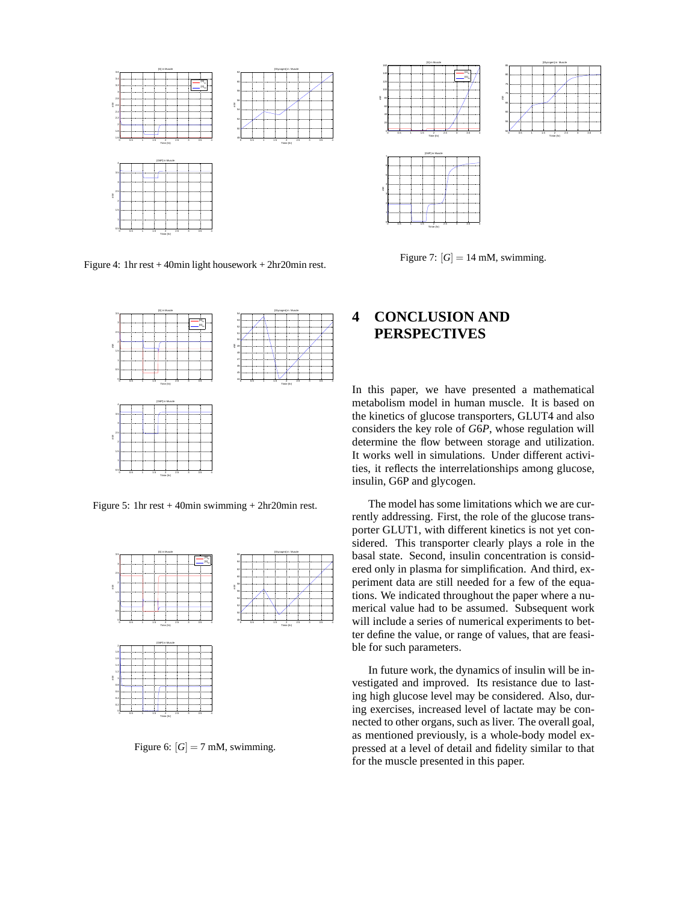Figure 4: 1hr rest + 40min light housework + 2hr20min rest.

Figure 7: $[G] = 14$ mM, swimming.

Figure 5: 1hr rest + 40min swimming + 2hr20min rest.

Figure 6: $[G] = 7$ mM, swimming.

# 4 CONCLUSION AND PERSPECTIVES

In this paper, we have presented a mathematical metabolism model in human muscle. It is based on the kinetics of glucose transporters, GLUT4 and also considers the key role of $G6P$, whose regulation will determine the flow between storage and utilization. It works well in simulations. Under different activities, it reflects the interrelationships among glucose, insulin, G6P and glycogen.

The model has some limitations which we are currently addressing. First, the role of the glucose transporter GLUT1, with different kinetics is not yet considered. This transporter clearly plays a role in the basal state. Second, insulin concentration is considered only in plasma for simplification. And third, experiment data are still needed for a few of the equations. We indicated throughout the paper where a numerical value had to be assumed. Subsequent work will include a series of numerical experiments to better define the value, or range of values, that are feasible for such parameters.

In future work, the dynamics of insulin will be investigated and improved. Its resistance due to lasting high glucose level may be considered. Also, during exercises, increased level of lactate may be connected to other organs, such as liver. The overall goal, as mentioned previously, is a whole-body model expressed at a level of detail and fidelity similar to that for the muscle presented in this paper.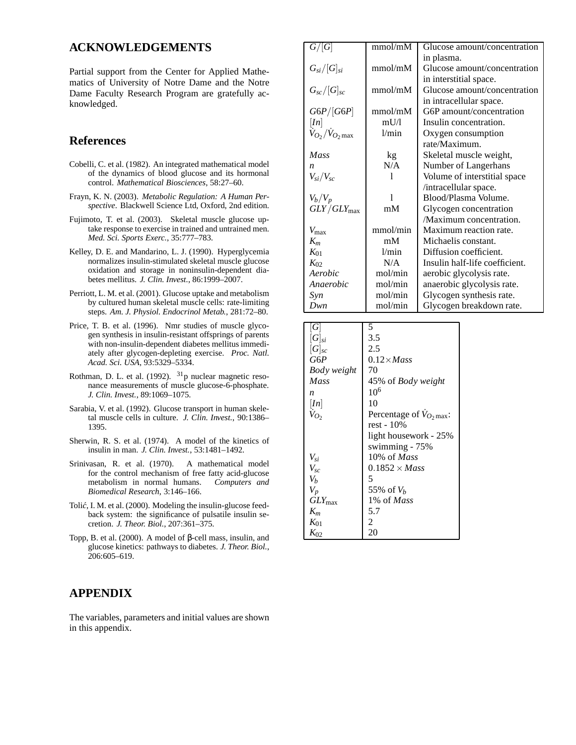## ACKNOWLEDGEMENTS

Partial support from the Center for Applied Mathematics of University of Notre Dame and the Notre Dame Faculty Research Program are gratefully acknowledged.

## References

Cobelli, C. et al. (1982). An integrated mathematical model of the dynamics of blood glucose and its hormonal control. *Mathematical Biosciences*, 58:27–60.

Frayn, K. N. (2003). *Metabolic Regulation: A Human Perspective*. Blackwell Science Ltd, Oxford, 2nd edition.

Fujimoto, T. et al. (2003). Skeletal muscle glucose uptake response to exercise in trained and untrained men. *Med. Sci. Sports Exerc.*, 35:777–783.

Kelley, D. E. and Mandarino, L. J. (1990). Hyperglycemia normalizes insulin-stimulated skeletal muscle glucose oxidation and storage in noninsulin-dependent diabetes mellitus. *J. Clin. Invest.*, 86:1999–2007.

Perriott, L. M. et al. (2001). Glucose uptake and metabolism by cultured human skeletal muscle cells: rate-limiting steps. *Am. J. Physiol. Endocrinol Metab.*, 281:72–80.

Price, T. B. et al. (1996). Nmr studies of muscle glycogen synthesis in insulin-resistant offsprings of parents with non-insulin-dependent diabetes mellitus immediately after glycogen-depleting exercise. *Proc. Natl. Acad. Sci. USA*, 93:5329–5334.

Rothman, D. L. et al. (1992). $^{31}$p nuclear magnetic resonance measurements of muscle glucose-6-phosphate. *J. Clin. Invest.*, 89:1069–1075.

Sarabia, V. et al. (1992). Glucose transport in human skeletal muscle cells in culture. *J. Clin. Invest.*, 90:1386–1395.

Sherwin, R. S. et al. (1974). A model of the kinetics of insulin in man. *J. Clin. Invest.*, 53:1481–1492.

Srinivasan, R. et al. (1970). A mathematical model for the control mechanism of free fatty acid-glucose metabolism in normal humans. *Computers and Biomedical Research*, 3:146–166.

Tolić, I. M. et al. (2000). Modeling the insulin-glucose feedback system: the significance of pulsatile insulin secretion. *J. Theor. Biol.*, 207:361–375.

Topp, B. et al. (2000). A model of β-cell mass, insulin, and glucose kinetics: pathways to diabetes. *J. Theor. Biol.*, 206:605–619.

## APPENDIX

The variables, parameters and initial values are shown in this appendix.

| | | |
|---|---|---|
| $G/[G]$ | mmol/mM | Glucose amount/concentration in plasma. |
| $G_{si}/[G]_{si}$ | mmol/mM | Glucose amount/concentration in interstitial space. |
| $G_{sc}/[G]_{sc}$ | mmol/mM | Glucose amount/concentration in intracellular space. |
| $G6P/[G6P]$ | mmol/mM | G6P amount/concentration |
| $[In]$ | mU/l | Insulin concentration. |
| $\dot{V}_{O_2}/\dot{V}_{O_2\max}$ | l/min | Oxygen consumption rate/Maximum. |
| $Mass$ | kg | Skeletal muscle weight, |
| $n$ | N/A | Number of Langerhans |
| $V_{si}/V_{sc}$ | l | Volume of interstitial space /intracellular space. |
| $V_b/V_p$ | l | Blood/Plasma Volume. |
| $GLY/GLY_{\max}$ | mM | Glycogen concentration /Maximum concentration. |
| $V_{\max}$ | mmol/min | Maximum reaction rate. |
| $K_m$ | mM | Michaelis constant. |
| $K_{01}$ | l/min | Diffusion coefficient. |
| $K_{02}$ | N/A | Insulin half-life coefficient. |
| *Aerobic* | mol/min | aerobic glycolysis rate. |
| *Anaerobic* | mol/min | anaerobic glycolysis rate. |
| *Syn* | mol/min | Glycogen synthesis rate. |
| *Dwn* | mol/min | Glycogen breakdown rate. |

| | |
|---|---|
| $[G]$ | 5 |
| $[G]_{si}$ | 3.5 |
| $[G]_{sc}$ | 2.5 |
| $G6P$ | $0.12\times Mass$ |
| *Body weight* | 70 |
| $Mass$ | 45% of *Body weight* |
| $n$ | $10^6$ |
| $[In]$ | 10 |
| $\dot{V}_{O_2}$ | Percentage of $\dot{V}_{O_2\max}$: rest - 10%, light housework - 25%, swimming - 75% |
| $V_{si}$ | 10% of *Mass* |
| $V_{sc}$ | $0.1852\times Mass$ |
| $V_b$ | 5 |
| $V_p$ | 55% of $V_b$ |
| $GLY_{\max}$ | 1% of *Mass* |
| $K_m$ | 5.7 |
| $K_{01}$ | 2 |
| $K_{02}$ | 20 |